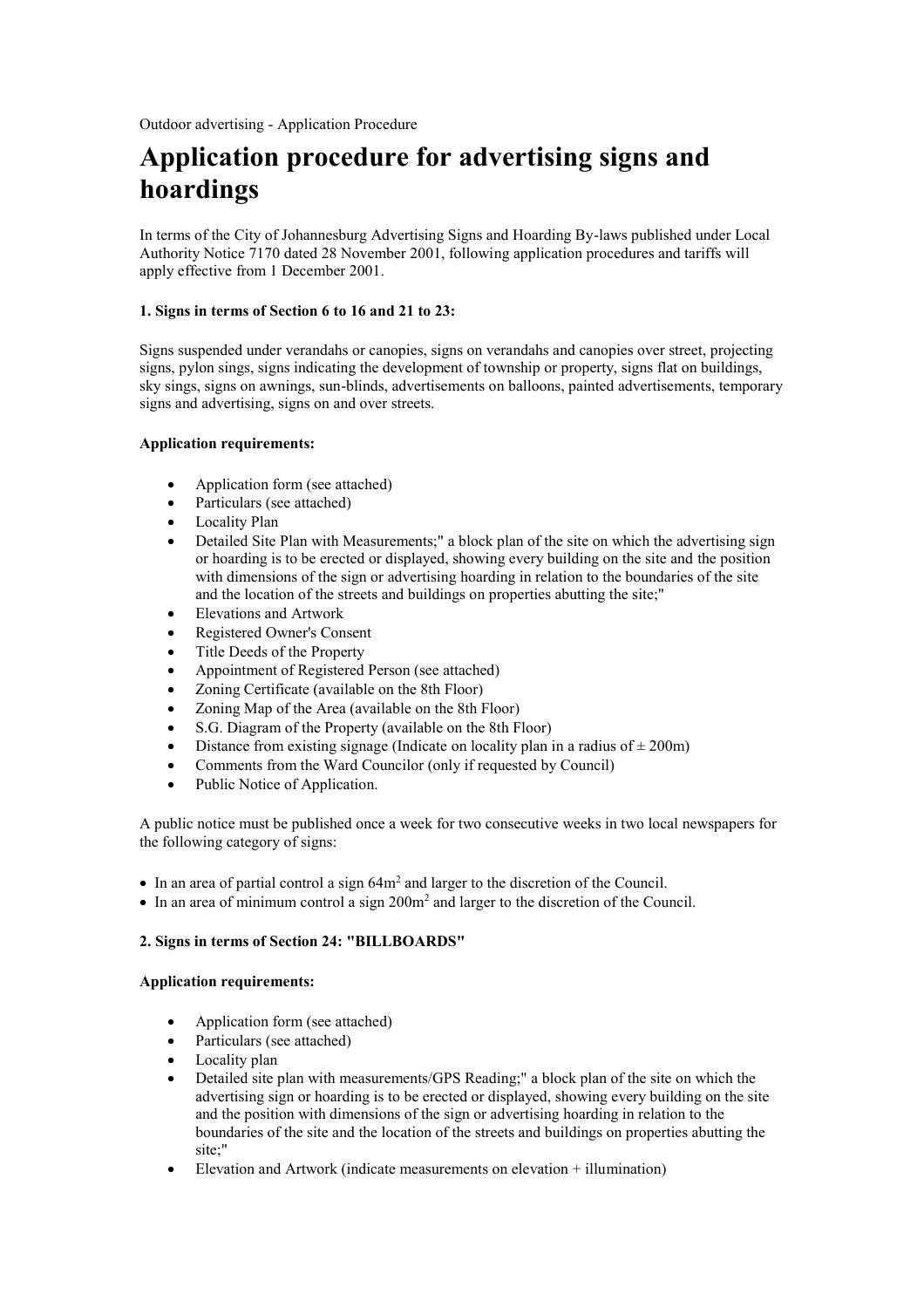Outdoor advertising - Application Procedure

# Application procedure for advertising signs and hoardings

In terms of the City of Johannesburg Advertising Signs and Hoarding By-laws published under Local Authority Notice 7170 dated 28 November 2001, following application procedures and tariffs will apply effective from 1 December 2001.

**1. Signs in terms of Section 6 to 16 and 21 to 23:**

Signs suspended under verandahs or canopies, signs on verandahs and canopies over street, projecting signs, pylon sings, signs indicating the development of township or property, signs flat on buildings, sky sings, signs on awnings, sun-blinds, advertisements on balloons, painted advertisements, temporary signs and advertising, signs on and over streets.

**Application requirements:**

- Application form (see attached)
- Particulars (see attached)
- Locality Plan
- Detailed Site Plan with Measurements;" a block plan of the site on which the advertising sign or hoarding is to be erected or displayed, showing every building on the site and the position with dimensions of the sign or advertising hoarding in relation to the boundaries of the site and the location of the streets and buildings on properties abutting the site;"
- Elevations and Artwork
- Registered Owner's Consent
- Title Deeds of the Property
- Appointment of Registered Person (see attached)
- Zoning Certificate (available on the 8th Floor)
- Zoning Map of the Area (available on the 8th Floor)
- S.G. Diagram of the Property (available on the 8th Floor)
- Distance from existing signage (Indicate on locality plan in a radius of ± 200m)
- Comments from the Ward Councilor (only if requested by Council)
- Public Notice of Application.

A public notice must be published once a week for two consecutive weeks in two local newspapers for the following category of signs:

- In an area of partial control a sign $64m^2$ and larger to the discretion of the Council.
- In an area of minimum control a sign $200m^2$ and larger to the discretion of the Council.

**2. Signs in terms of Section 24: "BILLBOARDS"**

**Application requirements:**

- Application form (see attached)
- Particulars (see attached)
- Locality plan
- Detailed site plan with measurements/GPS Reading;" a block plan of the site on which the advertising sign or hoarding is to be erected or displayed, showing every building on the site and the position with dimensions of the sign or advertising hoarding in relation to the boundaries of the site and the location of the streets and buildings on properties abutting the site;"
- Elevation and Artwork (indicate measurements on elevation + illumination)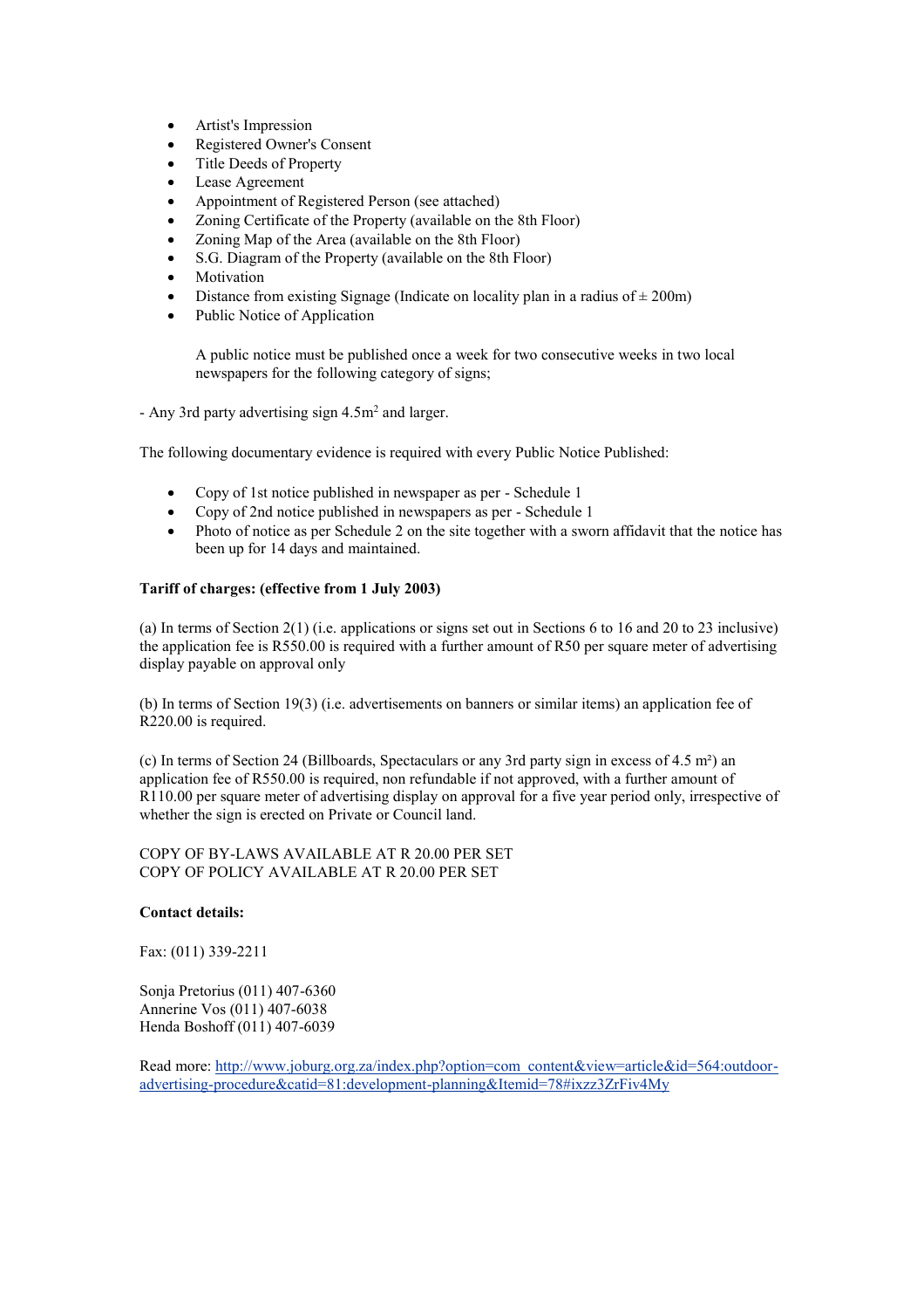- Artist's Impression
- Registered Owner's Consent
- Title Deeds of Property
- Lease Agreement
- Appointment of Registered Person (see attached)
- Zoning Certificate of the Property (available on the 8th Floor)
- Zoning Map of the Area (available on the 8th Floor)
- S.G. Diagram of the Property (available on the 8th Floor)
- Motivation
- Distance from existing Signage (Indicate on locality plan in a radius of ± 200m)
- Public Notice of Application

  A public notice must be published once a week for two consecutive weeks in two local newspapers for the following category of signs;

- Any 3rd party advertising sign 4.5$m^2$ and larger.

The following documentary evidence is required with every Public Notice Published:

- Copy of 1st notice published in newspaper as per - Schedule 1
- Copy of 2nd notice published in newspapers as per - Schedule 1
- Photo of notice as per Schedule 2 on the site together with a sworn affidavit that the notice has been up for 14 days and maintained.

**Tariff of charges: (effective from 1 July 2003)**

(a) In terms of Section 2(1) (i.e. applications or signs set out in Sections 6 to 16 and 20 to 23 inclusive) the application fee is R550.00 is required with a further amount of R50 per square meter of advertising display payable on approval only

(b) In terms of Section 19(3) (i.e. advertisements on banners or similar items) an application fee of R220.00 is required.

(c) In terms of Section 24 (Billboards, Spectaculars or any 3rd party sign in excess of 4.5 $m^2$) an application fee of R550.00 is required, non refundable if not approved, with a further amount of R110.00 per square meter of advertising display on approval for a five year period only, irrespective of whether the sign is erected on Private or Council land.

COPY OF BY-LAWS AVAILABLE AT R 20.00 PER SET
COPY OF POLICY AVAILABLE AT R 20.00 PER SET

**Contact details:**

Fax: (011) 339-2211

Sonja Pretorius (011) 407-6360
Annerine Vos (011) 407-6038
Henda Boshoff (011) 407-6039

Read more: [http://www.joburg.org.za/index.php?option=com_content&view=article&id=564:outdoor-advertising-procedure&catid=81:development-planning&Itemid=78#ixzz3ZrFiv4My](http://www.joburg.org.za/index.php?option=com_content&view=article&id=564:outdoor-advertising-procedure&catid=81:development-planning&Itemid=78#ixzz3ZrFiv4My)